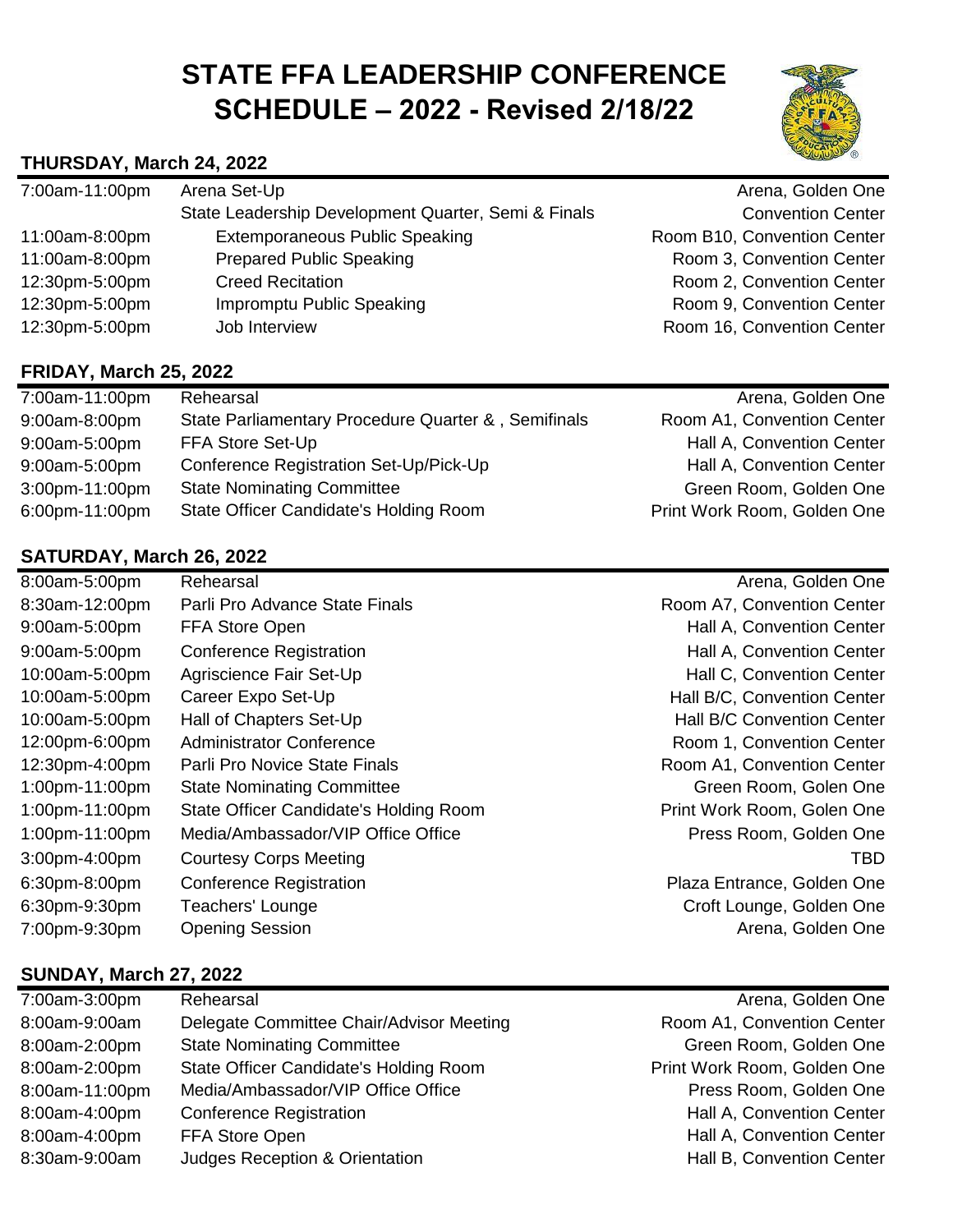# STATE FFA LEADERSHIP CONFERENCE SCHEDULE – 2022 - Revised 2/18/22

## THURSDAY, March 24, 2022

| Time | Event | Location |
|---|---|---|
| 7:00am-11:00pm | Arena Set-Up | Arena, Golden One |
| | State Leadership Development Quarter, Semi & Finals | Convention Center |
| 11:00am-8:00pm | Extemporaneous Public Speaking | Room B10, Convention Center |
| 11:00am-8:00pm | Prepared Public Speaking | Room 3, Convention Center |
| 12:30pm-5:00pm | Creed Recitation | Room 2, Convention Center |
| 12:30pm-5:00pm | Impromptu Public Speaking | Room 9, Convention Center |
| 12:30pm-5:00pm | Job Interview | Room 16, Convention Center |

## FRIDAY, March 25, 2022

| Time | Event | Location |
|---|---|---|
| 7:00am-11:00pm | Rehearsal | Arena, Golden One |
| 9:00am-8:00pm | State Parliamentary Procedure Quarter & , Semifinals | Room A1, Convention Center |
| 9:00am-5:00pm | FFA Store Set-Up | Hall A, Convention Center |
| 9:00am-5:00pm | Conference Registration Set-Up/Pick-Up | Hall A, Convention Center |
| 3:00pm-11:00pm | State Nominating Committee | Green Room, Golden One |
| 6:00pm-11:00pm | State Officer Candidate's Holding Room | Print Work Room, Golden One |

## SATURDAY, March 26, 2022

| Time | Event | Location |
|---|---|---|
| 8:00am-5:00pm | Rehearsal | Arena, Golden One |
| 8:30am-12:00pm | Parli Pro Advance State Finals | Room A7, Convention Center |
| 9:00am-5:00pm | FFA Store Open | Hall A, Convention Center |
| 9:00am-5:00pm | Conference Registration | Hall A, Convention Center |
| 10:00am-5:00pm | Agriscience Fair Set-Up | Hall C, Convention Center |
| 10:00am-5:00pm | Career Expo Set-Up | Hall B/C, Convention Center |
| 10:00am-5:00pm | Hall of Chapters Set-Up | Hall B/C Convention Center |
| 12:00pm-6:00pm | Administrator Conference | Room 1, Convention Center |
| 12:30pm-4:00pm | Parli Pro Novice State Finals | Room A1, Convention Center |
| 1:00pm-11:00pm | State Nominating Committee | Green Room, Golen One |
| 1:00pm-11:00pm | State Officer Candidate's Holding Room | Print Work Room, Golen One |
| 1:00pm-11:00pm | Media/Ambassador/VIP Office Office | Press Room, Golden One |
| 3:00pm-4:00pm | Courtesy Corps Meeting | TBD |
| 6:30pm-8:00pm | Conference Registration | Plaza Entrance, Golden One |
| 6:30pm-9:30pm | Teachers' Lounge | Croft Lounge, Golden One |
| 7:00pm-9:30pm | Opening Session | Arena, Golden One |

## SUNDAY, March 27, 2022

| Time | Event | Location |
|---|---|---|
| 7:00am-3:00pm | Rehearsal | Arena, Golden One |
| 8:00am-9:00am | Delegate Committee Chair/Advisor Meeting | Room A1, Convention Center |
| 8:00am-2:00pm | State Nominating Committee | Green Room, Golden One |
| 8:00am-2:00pm | State Officer Candidate's Holding Room | Print Work Room, Golden One |
| 8:00am-11:00pm | Media/Ambassador/VIP Office Office | Press Room, Golden One |
| 8:00am-4:00pm | Conference Registration | Hall A, Convention Center |
| 8:00am-4:00pm | FFA Store Open | Hall A, Convention Center |
| 8:30am-9:00am | Judges Reception & Orientation | Hall B, Convention Center |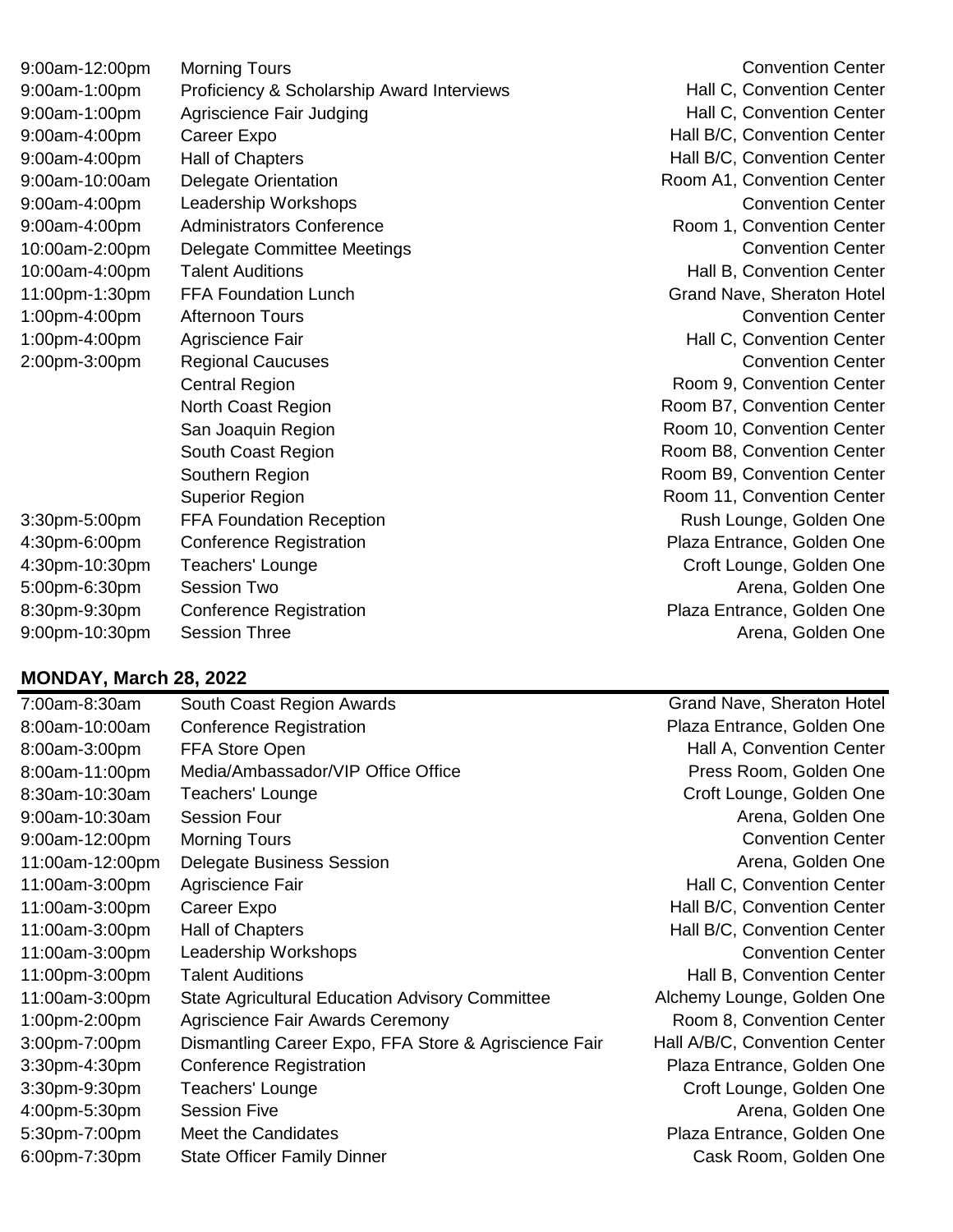| | | |
|---|---|---|
| 9:00am-12:00pm | Morning Tours | Convention Center |
| 9:00am-1:00pm | Proficiency & Scholarship Award Interviews | Hall C, Convention Center |
| 9:00am-1:00pm | Agriscience Fair Judging | Hall C, Convention Center |
| 9:00am-4:00pm | Career Expo | Hall B/C, Convention Center |
| 9:00am-4:00pm | Hall of Chapters | Hall B/C, Convention Center |
| 9:00am-10:00am | Delegate Orientation | Room A1, Convention Center |
| 9:00am-4:00pm | Leadership Workshops | Convention Center |
| 9:00am-4:00pm | Administrators Conference | Room 1, Convention Center |
| 10:00am-2:00pm | Delegate Committee Meetings | Convention Center |
| 10:00am-4:00pm | Talent Auditions | Hall B, Convention Center |
| 11:00pm-1:30pm | FFA Foundation Lunch | Grand Nave, Sheraton Hotel |
| 1:00pm-4:00pm | Afternoon Tours | Convention Center |
| 1:00pm-4:00pm | Agriscience Fair | Hall C, Convention Center |
| 2:00pm-3:00pm | Regional Caucuses | Convention Center |
| | Central Region | Room 9, Convention Center |
| | North Coast Region | Room B7, Convention Center |
| | San Joaquin Region | Room 10, Convention Center |
| | South Coast Region | Room B8, Convention Center |
| | Southern Region | Room B9, Convention Center |
| | Superior Region | Room 11, Convention Center |
| 3:30pm-5:00pm | FFA Foundation Reception | Rush Lounge, Golden One |
| 4:30pm-6:00pm | Conference Registration | Plaza Entrance, Golden One |
| 4:30pm-10:30pm | Teachers' Lounge | Croft Lounge, Golden One |
| 5:00pm-6:30pm | Session Two | Arena, Golden One |
| 8:30pm-9:30pm | Conference Registration | Plaza Entrance, Golden One |
| 9:00pm-10:30pm | Session Three | Arena, Golden One |

## MONDAY, March 28, 2022

| | | |
|---|---|---|
| 7:00am-8:30am | South Coast Region Awards | Grand Nave, Sheraton Hotel |
| 8:00am-10:00am | Conference Registration | Plaza Entrance, Golden One |
| 8:00am-3:00pm | FFA Store Open | Hall A, Convention Center |
| 8:00am-11:00pm | Media/Ambassador/VIP Office Office | Press Room, Golden One |
| 8:30am-10:30am | Teachers' Lounge | Croft Lounge, Golden One |
| 9:00am-10:30am | Session Four | Arena, Golden One |
| 9:00am-12:00pm | Morning Tours | Convention Center |
| 11:00am-12:00pm | Delegate Business Session | Arena, Golden One |
| 11:00am-3:00pm | Agriscience Fair | Hall C, Convention Center |
| 11:00am-3:00pm | Career Expo | Hall B/C, Convention Center |
| 11:00am-3:00pm | Hall of Chapters | Hall B/C, Convention Center |
| 11:00am-3:00pm | Leadership Workshops | Convention Center |
| 11:00pm-3:00pm | Talent Auditions | Hall B, Convention Center |
| 11:00am-3:00pm | State Agricultural Education Advisory Committee | Alchemy Lounge, Golden One |
| 1:00pm-2:00pm | Agriscience Fair Awards Ceremony | Room 8, Convention Center |
| 3:00pm-7:00pm | Dismantling Career Expo, FFA Store & Agriscience Fair | Hall A/B/C, Convention Center |
| 3:30pm-4:30pm | Conference Registration | Plaza Entrance, Golden One |
| 3:30pm-9:30pm | Teachers' Lounge | Croft Lounge, Golden One |
| 4:00pm-5:30pm | Session Five | Arena, Golden One |
| 5:30pm-7:00pm | Meet the Candidates | Plaza Entrance, Golden One |
| 6:00pm-7:30pm | State Officer Family Dinner | Cask Room, Golden One |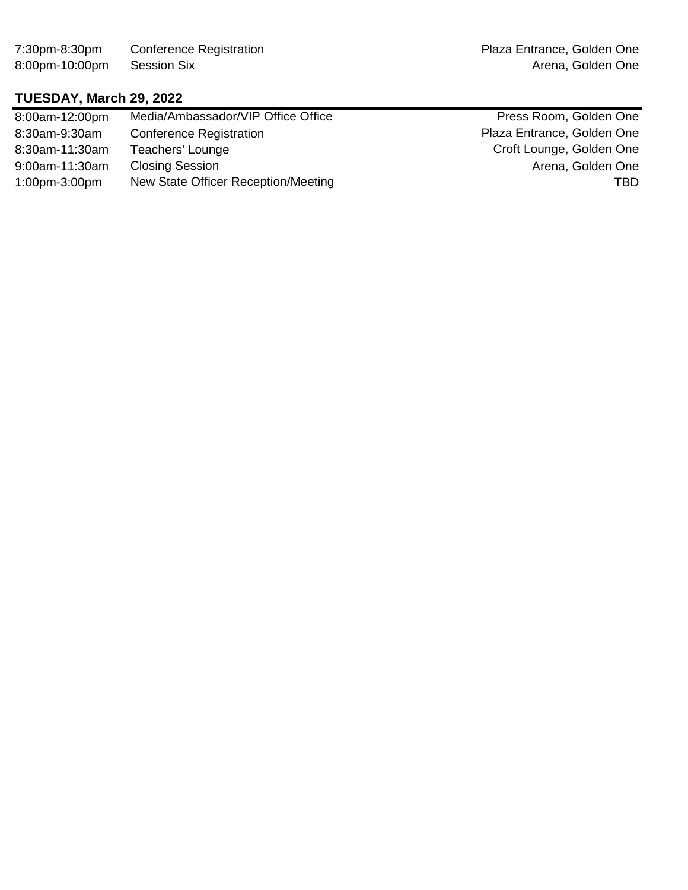| | | |
|---|---|---|
| 7:30pm-8:30pm | Conference Registration | Plaza Entrance, Golden One |
| 8:00pm-10:00pm | Session Six | Arena, Golden One |

## TUESDAY, March 29, 2022

| | | |
|---|---|---|
| 8:00am-12:00pm | Media/Ambassador/VIP Office Office | Press Room, Golden One |
| 8:30am-9:30am | Conference Registration | Plaza Entrance, Golden One |
| 8:30am-11:30am | Teachers' Lounge | Croft Lounge, Golden One |
| 9:00am-11:30am | Closing Session | Arena, Golden One |
| 1:00pm-3:00pm | New State Officer Reception/Meeting | TBD |